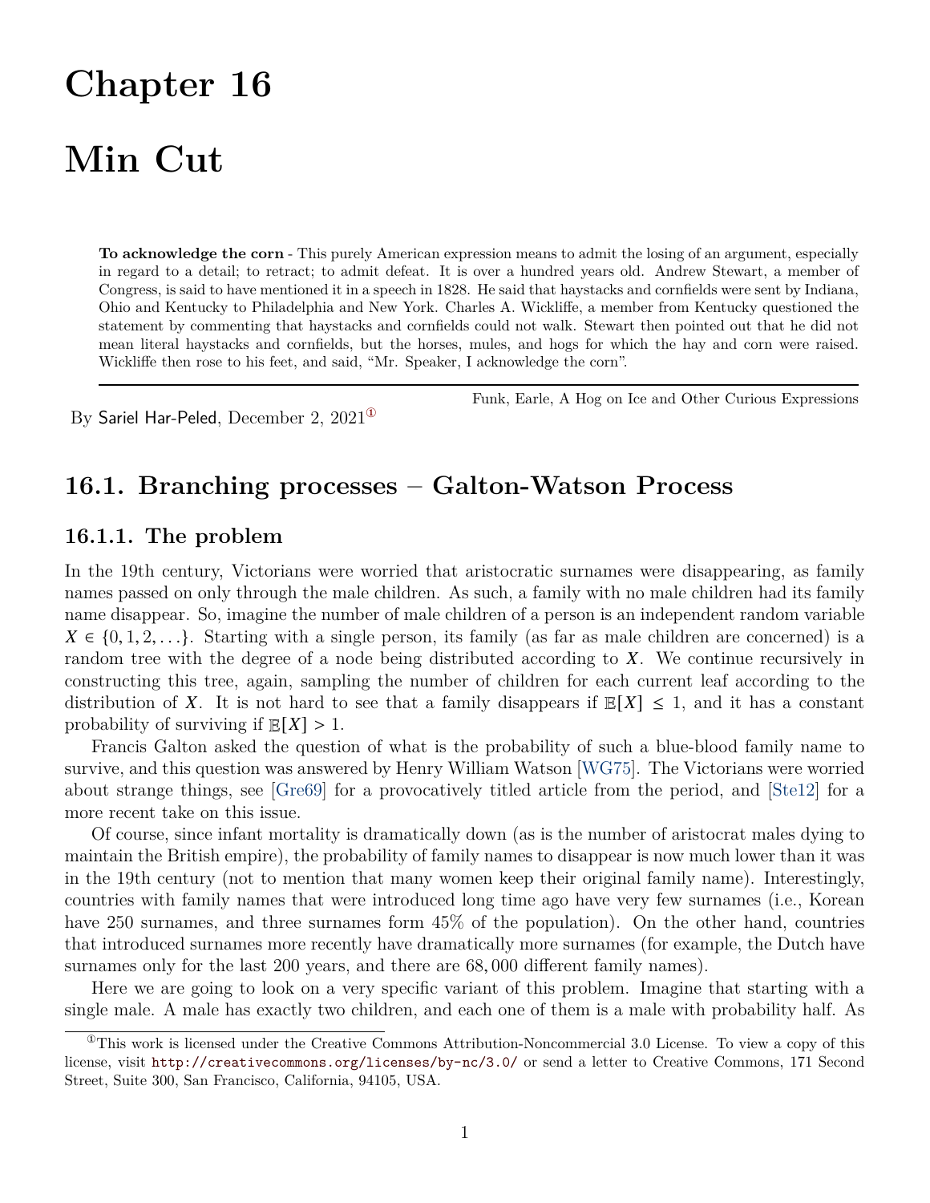# Chapter 16

# Min Cut

**To acknowledge the corn** - This purely American expression means to admit the losing of an argument, especially in regard to a detail; to retract; to admit defeat. It is over a hundred years old. Andrew Stewart, a member of Congress, is said to have mentioned it in a speech in 1828. He said that haystacks and cornfields were sent by Indiana, Ohio and Kentucky to Philadelphia and New York. Charles A. Wickliffe, a member from Kentucky questioned the statement by commenting that haystacks and cornfields could not walk. Stewart then pointed out that he did not mean literal haystacks and cornfields, but the horses, mules, and hogs for which the hay and corn were raised. Wickliffe then rose to his feet, and said, "Mr. Speaker, I acknowledge the corn".

Funk, Earle, A Hog on Ice and Other Curious Expressions

By Sariel Har-Peled, December 2, 2021[1]

## 16.1. Branching processes – Galton-Watson Process

### 16.1.1. The problem

In the 19th century, Victorians were worried that aristocratic surnames were disappearing, as family names passed on only through the male children. As such, a family with no male children had its family name disappear. So, imagine the number of male children of a person is an independent random variable $X \in \{0, 1, 2, \ldots\}$. Starting with a single person, its family (as far as male children are concerned) is a random tree with the degree of a node being distributed according to $X$. We continue recursively in constructing this tree, again, sampling the number of children for each current leaf according to the distribution of $X$. It is not hard to see that a family disappears if $\mathbb{E}[X] \leq 1$, and it has a constant probability of surviving if $\mathbb{E}[X] > 1$.

Francis Galton asked the question of what is the probability of such a blue-blood family name to survive, and this question was answered by Henry William Watson [WG75]. The Victorians were worried about strange things, see [Gre69] for a provocatively titled article from the period, and [Ste12] for a more recent take on this issue.

Of course, since infant mortality is dramatically down (as is the number of aristocrat males dying to maintain the British empire), the probability of family names to disappear is now much lower than it was in the 19th century (not to mention that many women keep their original family name). Interestingly, countries with family names that were introduced long time ago have very few surnames (i.e., Korean have 250 surnames, and three surnames form 45% of the population). On the other hand, countries that introduced surnames more recently have dramatically more surnames (for example, the Dutch have surnames only for the last 200 years, and there are 68,000 different family names).

Here we are going to look on a very specific variant of this problem. Imagine that starting with a single male. A male has exactly two children, and each one of them is a male with probability half. As

[1] This work is licensed under the Creative Commons Attribution-Noncommercial 3.0 License. To view a copy of this license, visit http://creativecommons.org/licenses/by-nc/3.0/ or send a letter to Creative Commons, 171 Second Street, Suite 300, San Francisco, California, 94105, USA.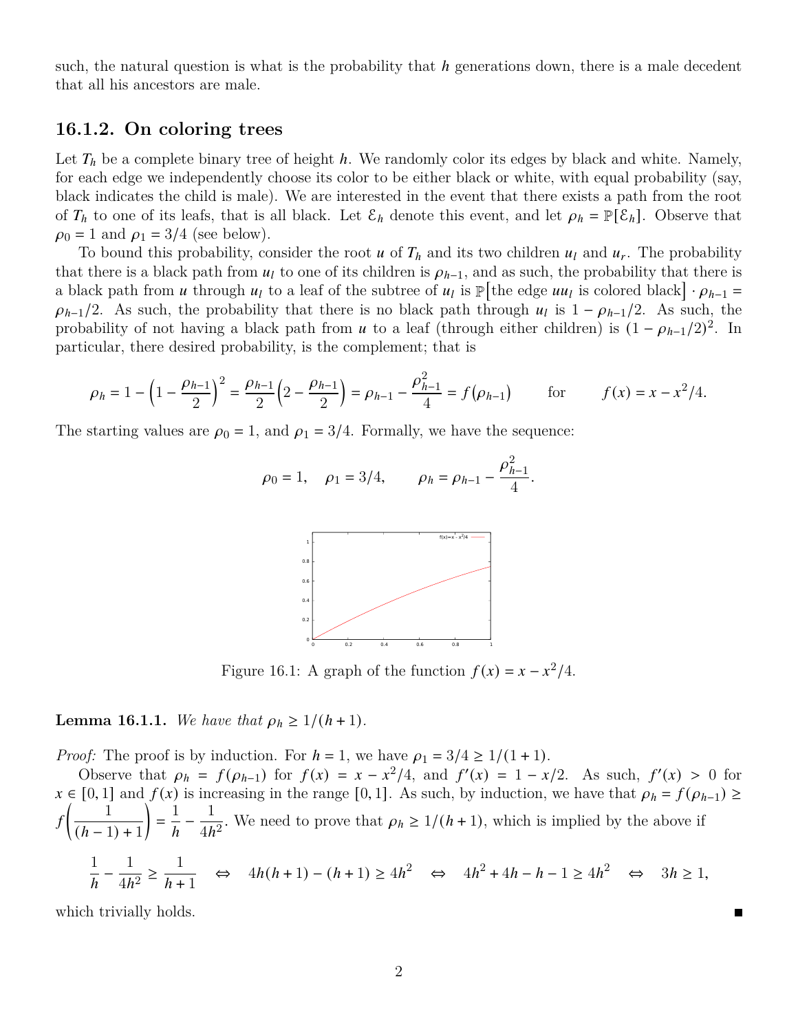such, the natural question is what is the probability that $h$ generations down, there is a male decedent that all his ancestors are male.

### 16.1.2. On coloring trees

Let $T_h$ be a complete binary tree of height $h$. We randomly color its edges by black and white. Namely, for each edge we independently choose its color to be either black or white, with equal probability (say, black indicates the child is male). We are interested in the event that there exists a path from the root of $T_h$ to one of its leafs, that is all black. Let $\mathcal{E}_h$ denote this event, and let $\rho_h = \mathbb{P}[\mathcal{E}_h]$. Observe that $\rho_0 = 1$ and $\rho_1 = 3/4$ (see below).

To bound this probability, consider the root $u$ of $T_h$ and its two children $u_l$ and $u_r$. The probability that there is a black path from $u_l$ to one of its children is $\rho_{h-1}$, and as such, the probability that there is a black path from $u$ through $u_l$ to a leaf of the subtree of $u_l$ is $\mathbb{P}\big[\text{the edge } uu_l \text{ is colored black}\big] \cdot \rho_{h-1} = \rho_{h-1}/2$. As such, the probability that there is no black path through $u_l$ is $1 - \rho_{h-1}/2$. As such, the probability of not having a black path from $u$ to a leaf (through either children) is $(1 - \rho_{h-1}/2)^2$. In particular, there desired probability, is the complement; that is

$$\rho_h = 1 - \left(1 - \frac{\rho_{h-1}}{2}\right)^2 = \frac{\rho_{h-1}}{2}\left(2 - \frac{\rho_{h-1}}{2}\right) = \rho_{h-1} - \frac{\rho_{h-1}^2}{4} = f\left(\rho_{h-1}\right) \qquad \text{for} \qquad f(x) = x - x^2/4.$$

The starting values are $\rho_0 = 1$, and $\rho_1 = 3/4$. Formally, we have the sequence:

$$\rho_0 = 1, \quad \rho_1 = 3/4, \qquad \rho_h = \rho_{h-1} - \frac{\rho_{h-1}^2}{4}.$$

f(x)=x - x^2/4

0 0.2 0.4 0.6 0.8 1

0 0.2 0.4 0.6 0.8 1

Figure 16.1: A graph of the function $f(x) = x - x^2/4$.

**Lemma 16.1.1.** *We have that $\rho_h \geq 1/(h+1)$.*

*Proof:* The proof is by induction. For $h = 1$, we have $\rho_1 = 3/4 \geq 1/(1+1)$.

Observe that $\rho_h = f(\rho_{h-1})$ for $f(x) = x - x^2/4$, and $f'(x) = 1 - x/2$. As such, $f'(x) > 0$ for $x \in [0,1]$ and $f(x)$ is increasing in the range $[0,1]$. As such, by induction, we have that $\rho_h = f(\rho_{h-1}) \geq f\left(\dfrac{1}{(h-1)+1}\right) = \dfrac{1}{h} - \dfrac{1}{4h^2}$. We need to prove that $\rho_h \geq 1/(h+1)$, which is implied by the above if

$$\frac{1}{h} - \frac{1}{4h^2} \geq \frac{1}{h+1} \quad \Leftrightarrow \quad 4h(h+1) - (h+1) \geq 4h^2 \quad \Leftrightarrow \quad 4h^2 + 4h - h - 1 \geq 4h^2 \quad \Leftrightarrow \quad 3h \geq 1,$$

which trivially holds. ∎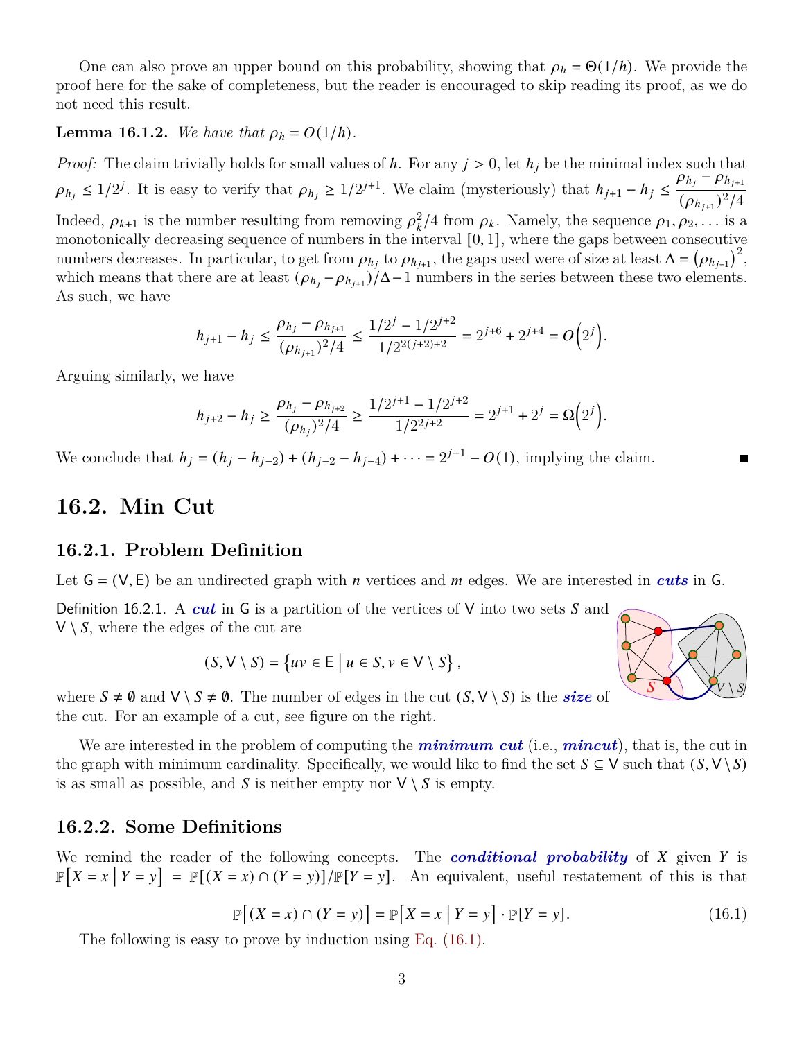One can also prove an upper bound on this probability, showing that $\rho_h = \Theta(1/h)$. We provide the proof here for the sake of completeness, but the reader is encouraged to skip reading its proof, as we do not need this result.

**Lemma 16.1.2.** *We have that $\rho_h = O(1/h)$.*

*Proof:* The claim trivially holds for small values of $h$. For any $j > 0$, let $h_j$ be the minimal index such that $\rho_{h_j} \leq 1/2^j$. It is easy to verify that $\rho_{h_j} \geq 1/2^{j+1}$. We claim (mysteriously) that $h_{j+1} - h_j \leq \dfrac{\rho_{h_j} - \rho_{h_{j+1}}}{(\rho_{h_{j+1}})^2/4}$

Indeed, $\rho_{k+1}$ is the number resulting from removing $\rho_k^2/4$ from $\rho_k$. Namely, the sequence $\rho_1, \rho_2, \ldots$ is a monotonically decreasing sequence of numbers in the interval $[0, 1]$, where the gaps between consecutive numbers decreases. In particular, to get from $\rho_{h_j}$ to $\rho_{h_{j+1}}$, the gaps used were of size at least $\Delta = \left(\rho_{h_{j+1}}\right)^2$, which means that there are at least $(\rho_{h_j} - \rho_{h_{j+1}})/\Delta - 1$ numbers in the series between these two elements. As such, we have

$$h_{j+1} - h_j \leq \frac{\rho_{h_j} - \rho_{h_{j+1}}}{(\rho_{h_{j+1}})^2/4} \leq \frac{1/2^j - 1/2^{j+2}}{1/2^{2(j+2)+2}} = 2^{j+6} + 2^{j+4} = O\left(2^j\right).$$

Arguing similarly, we have

$$h_{j+2} - h_j \geq \frac{\rho_{h_j} - \rho_{h_{j+2}}}{(\rho_{h_j})^2/4} \geq \frac{1/2^{j+1} - 1/2^{j+2}}{1/2^{2j+2}} = 2^{j+1} + 2^j = \Omega\left(2^j\right).$$

We conclude that $h_j = (h_j - h_{j-2}) + (h_{j-2} - h_{j-4}) + \cdots = 2^{j-1} - O(1)$, implying the claim. ■

## 16.2. Min Cut

### 16.2.1. Problem Definition

Let $\mathsf{G} = (\mathsf{V}, \mathsf{E})$ be an undirected graph with $n$ vertices and $m$ edges. We are interested in ***cuts*** in $\mathsf{G}$.

Definition 16.2.1. A ***cut*** in $\mathsf{G}$ is a partition of the vertices of $\mathsf{V}$ into two sets $S$ and $\mathsf{V} \setminus S$, where the edges of the cut are

$$(S, \mathsf{V} \setminus S) = \left\{ uv \in \mathsf{E} \;\middle|\; u \in S, v \in \mathsf{V} \setminus S \right\},$$

where $S \neq \emptyset$ and $\mathsf{V} \setminus S \neq \emptyset$. The number of edges in the cut $(S, \mathsf{V} \setminus S)$ is the ***size*** of the cut. For an example of a cut, see figure on the right.

We are interested in the problem of computing the ***minimum cut*** (i.e., ***mincut***), that is, the cut in the graph with minimum cardinality. Specifically, we would like to find the set $S \subseteq \mathsf{V}$ such that $(S, \mathsf{V} \setminus S)$ is as small as possible, and $S$ is neither empty nor $\mathsf{V} \setminus S$ is empty.

### 16.2.2. Some Definitions

We remind the reader of the following concepts. The ***conditional probability*** of $X$ given $Y$ is $\mathbb{P}\left[X = x \;\middle|\; Y = y\right] = \mathbb{P}[(X = x) \cap (Y = y)]/\mathbb{P}[Y = y]$. An equivalent, useful restatement of this is that

$$\mathbb{P}\left[(X = x) \cap (Y = y)\right] = \mathbb{P}\left[X = x \;\middle|\; Y = y\right] \cdot \mathbb{P}[Y = y]. \tag{16.1}$$

The following is easy to prove by induction using Eq. (16.1).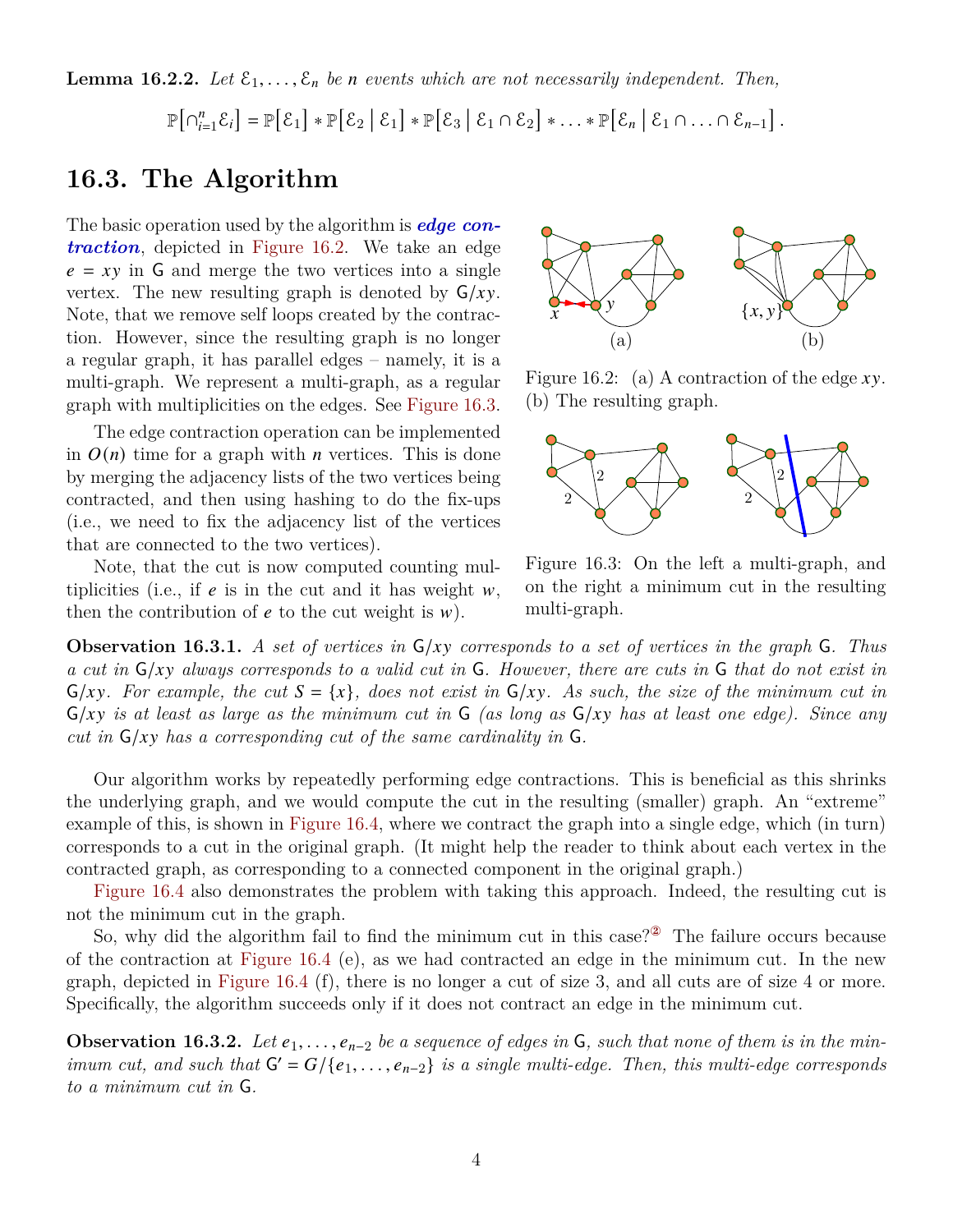**Lemma 16.2.2.** *Let $\mathcal{E}_1, \ldots, \mathcal{E}_n$ be $n$ events which are not necessarily independent. Then,*

$$\mathbb{P}\left[\cap_{i=1}^{n} \mathcal{E}_i\right] = \mathbb{P}\left[\mathcal{E}_1\right] * \mathbb{P}\left[\mathcal{E}_2 \mid \mathcal{E}_1\right] * \mathbb{P}\left[\mathcal{E}_3 \mid \mathcal{E}_1 \cap \mathcal{E}_2\right] * \ldots * \mathbb{P}\left[\mathcal{E}_n \mid \mathcal{E}_1 \cap \ldots \cap \mathcal{E}_{n-1}\right].$$

## 16.3. The Algorithm

The basic operation used by the algorithm is ***edge contraction***, depicted in Figure 16.2. We take an edge $e = xy$ in $\mathsf{G}$ and merge the two vertices into a single vertex. The new resulting graph is denoted by $\mathsf{G}/xy$. Note, that we remove self loops created by the contraction. However, since the resulting graph is no longer a regular graph, it has parallel edges – namely, it is a multi-graph. We represent a multi-graph, as a regular graph with multiplicities on the edges. See Figure 16.3.

The edge contraction operation can be implemented in $O(n)$ time for a graph with $n$ vertices. This is done by merging the adjacency lists of the two vertices being contracted, and then using hashing to do the fix-ups (i.e., we need to fix the adjacency list of the vertices that are connected to the two vertices).

Note, that the cut is now computed counting multiplicities (i.e., if $e$ is in the cut and it has weight $w$, then the contribution of $e$ to the cut weight is $w$).

x
y
(a)
$\{x, y\}$
(b)

Figure 16.2: (a) A contraction of the edge $xy$. (b) The resulting graph.

2
2
2
2

Figure 16.3: On the left a multi-graph, and on the right a minimum cut in the resulting multi-graph.

**Observation 16.3.1.** *A set of vertices in $\mathsf{G}/xy$ corresponds to a set of vertices in the graph $\mathsf{G}$. Thus a cut in $\mathsf{G}/xy$ always corresponds to a valid cut in $\mathsf{G}$. However, there are cuts in $\mathsf{G}$ that do not exist in $\mathsf{G}/xy$. For example, the cut $S = \{x\}$, does not exist in $\mathsf{G}/xy$. As such, the size of the minimum cut in $\mathsf{G}/xy$ is at least as large as the minimum cut in $\mathsf{G}$ (as long as $\mathsf{G}/xy$ has at least one edge). Since any cut in $\mathsf{G}/xy$ has a corresponding cut of the same cardinality in $\mathsf{G}$.*

Our algorithm works by repeatedly performing edge contractions. This is beneficial as this shrinks the underlying graph, and we would compute the cut in the resulting (smaller) graph. An "extreme" example of this, is shown in Figure 16.4, where we contract the graph into a single edge, which (in turn) corresponds to a cut in the original graph. (It might help the reader to think about each vertex in the contracted graph, as corresponding to a connected component in the original graph.)

Figure 16.4 also demonstrates the problem with taking this approach. Indeed, the resulting cut is not the minimum cut in the graph.

So, why did the algorithm fail to find the minimum cut in this case?[2] The failure occurs because of the contraction at Figure 16.4 (e), as we had contracted an edge in the minimum cut. In the new graph, depicted in Figure 16.4 (f), there is no longer a cut of size 3, and all cuts are of size 4 or more. Specifically, the algorithm succeeds only if it does not contract an edge in the minimum cut.

**Observation 16.3.2.** *Let $e_1, \ldots, e_{n-2}$ be a sequence of edges in $\mathsf{G}$, such that none of them is in the minimum cut, and such that $\mathsf{G}' = G/\{e_1, \ldots, e_{n-2}\}$ is a single multi-edge. Then, this multi-edge corresponds to a minimum cut in $\mathsf{G}$.*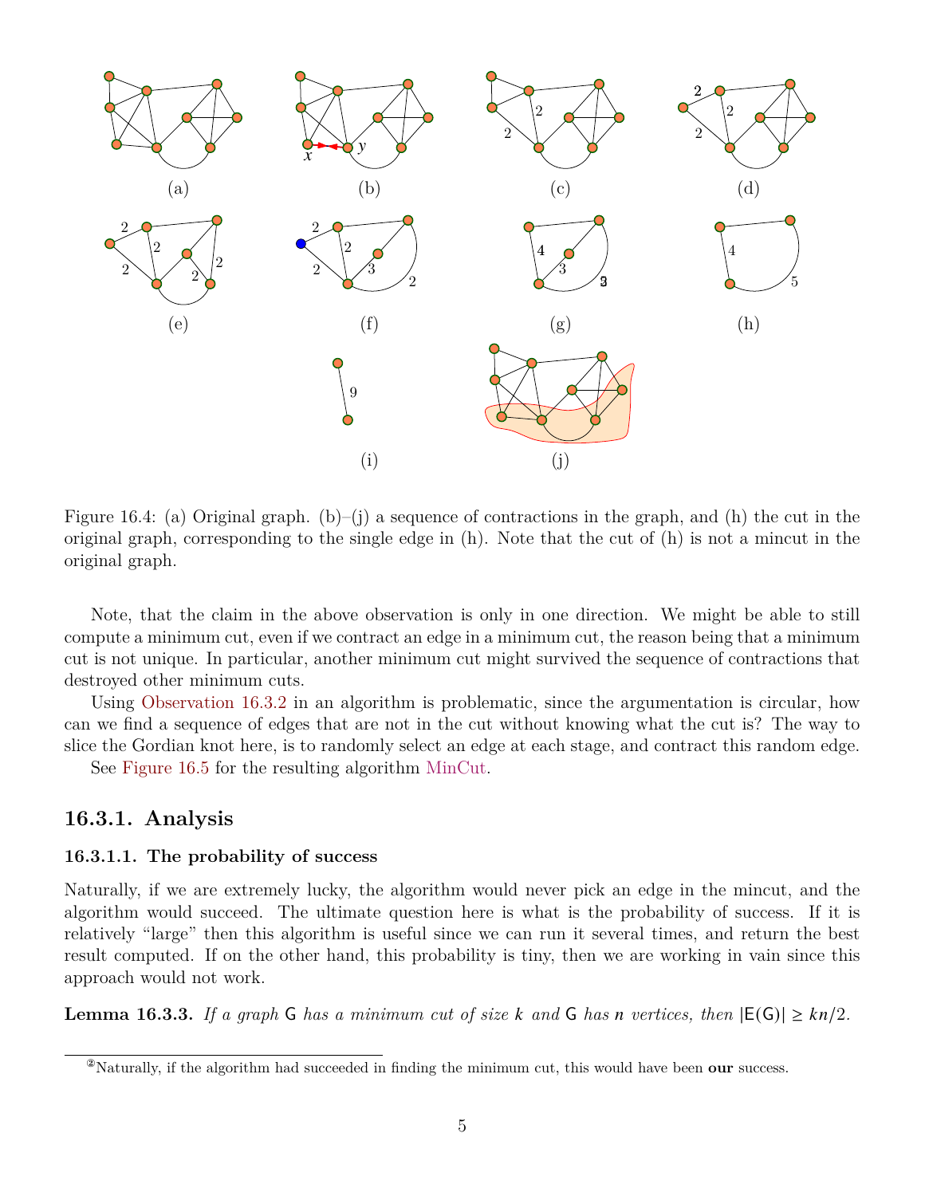(a) (b) (c) (d)

(e) (f) (g) (h)

(i) (j)

Figure 16.4: (a) Original graph. (b)–(j) a sequence of contractions in the graph, and (h) the cut in the original graph, corresponding to the single edge in (h). Note that the cut of (h) is not a mincut in the original graph.

Note, that the claim in the above observation is only in one direction. We might be able to still compute a minimum cut, even if we contract an edge in a minimum cut, the reason being that a minimum cut is not unique. In particular, another minimum cut might survived the sequence of contractions that destroyed other minimum cuts.

Using Observation 16.3.2 in an algorithm is problematic, since the argumentation is circular, how can we find a sequence of edges that are not in the cut without knowing what the cut is? The way to slice the Gordian knot here, is to randomly select an edge at each stage, and contract this random edge.

See Figure 16.5 for the resulting algorithm MinCut.

## 16.3.1. Analysis

### 16.3.1.1. The probability of success

Naturally, if we are extremely lucky, the algorithm would never pick an edge in the mincut, and the algorithm would succeed. The ultimate question here is what is the probability of success. If it is relatively "large" then this algorithm is useful since we can run it several times, and return the best result computed. If on the other hand, this probability is tiny, then we are working in vain since this approach would not work.

**Lemma 16.3.3.** *If a graph* $\mathsf{G}$ *has a minimum cut of size* $k$ *and* $\mathsf{G}$ *has* $n$ *vertices, then* $|\mathsf{E}(\mathsf{G})| \geq kn/2$.

[2] Naturally, if the algorithm had succeeded in finding the minimum cut, this would have been **our** success.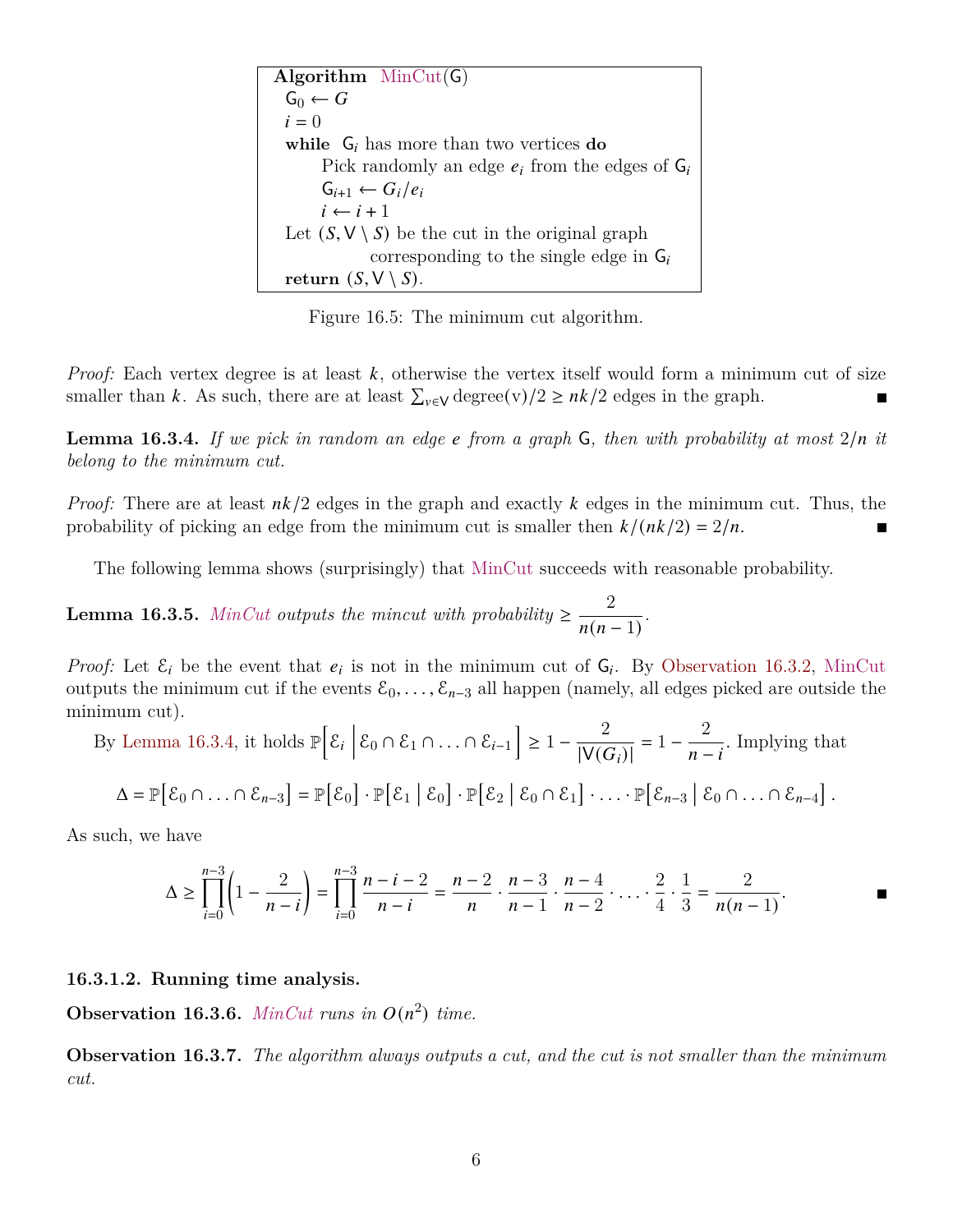```
Algorithm MinCut(G)
  G_0 ← G
  i = 0
  while G_i has more than two vertices do
      Pick randomly an edge e_i from the edges of G_i
      G_{i+1} ← G_i/e_i
      i ← i + 1
  Let (S, V \ S) be the cut in the original graph
              corresponding to the single edge in G_i
  return (S, V \ S).
```

Figure 16.5: The minimum cut algorithm.

*Proof:* Each vertex degree is at least $k$, otherwise the vertex itself would form a minimum cut of size smaller than $k$. As such, there are at least $\sum_{v \in V} \text{degree}(v)/2 \geq nk/2$ edges in the graph. ■

**Lemma 16.3.4.** *If we pick in random an edge $e$ from a graph $G$, then with probability at most $2/n$ it belong to the minimum cut.*

*Proof:* There are at least $nk/2$ edges in the graph and exactly $k$ edges in the minimum cut. Thus, the probability of picking an edge from the minimum cut is smaller then $k/(nk/2) = 2/n$. ■

The following lemma shows (surprisingly) that MinCut succeeds with reasonable probability.

**Lemma 16.3.5.** *MinCut outputs the mincut with probability $\geq \dfrac{2}{n(n-1)}$.*

*Proof:* Let $\mathcal{E}_i$ be the event that $e_i$ is not in the minimum cut of $G_i$. By Observation 16.3.2, MinCut outputs the minimum cut if the events $\mathcal{E}_0, \ldots, \mathcal{E}_{n-3}$ all happen (namely, all edges picked are outside the minimum cut).

By Lemma 16.3.4, it holds $\mathbb{P}\left[\mathcal{E}_i \,\middle|\, \mathcal{E}_0 \cap \mathcal{E}_1 \cap \ldots \cap \mathcal{E}_{i-1}\right] \geq 1 - \dfrac{2}{|V(G_i)|} = 1 - \dfrac{2}{n-i}$. Implying that

$$\Delta = \mathbb{P}\left[\mathcal{E}_0 \cap \ldots \cap \mathcal{E}_{n-3}\right] = \mathbb{P}\left[\mathcal{E}_0\right] \cdot \mathbb{P}\left[\mathcal{E}_1 \,\middle|\, \mathcal{E}_0\right] \cdot \mathbb{P}\left[\mathcal{E}_2 \,\middle|\, \mathcal{E}_0 \cap \mathcal{E}_1\right] \cdot \ldots \cdot \mathbb{P}\left[\mathcal{E}_{n-3} \,\middle|\, \mathcal{E}_0 \cap \ldots \cap \mathcal{E}_{n-4}\right].$$

As such, we have

$$\Delta \geq \prod_{i=0}^{n-3} \left(1 - \frac{2}{n-i}\right) = \prod_{i=0}^{n-3} \frac{n-i-2}{n-i} = \frac{n-2}{n} \cdot \frac{n-3}{n-1} \cdot \frac{n-4}{n-2} \cdot \ldots \cdot \frac{2}{4} \cdot \frac{1}{3} = \frac{2}{n(n-1)}.$$ ■

#### 16.3.1.2. Running time analysis.

**Observation 16.3.6.** *MinCut runs in $O(n^2)$ time.*

**Observation 16.3.7.** *The algorithm always outputs a cut, and the cut is not smaller than the minimum cut.*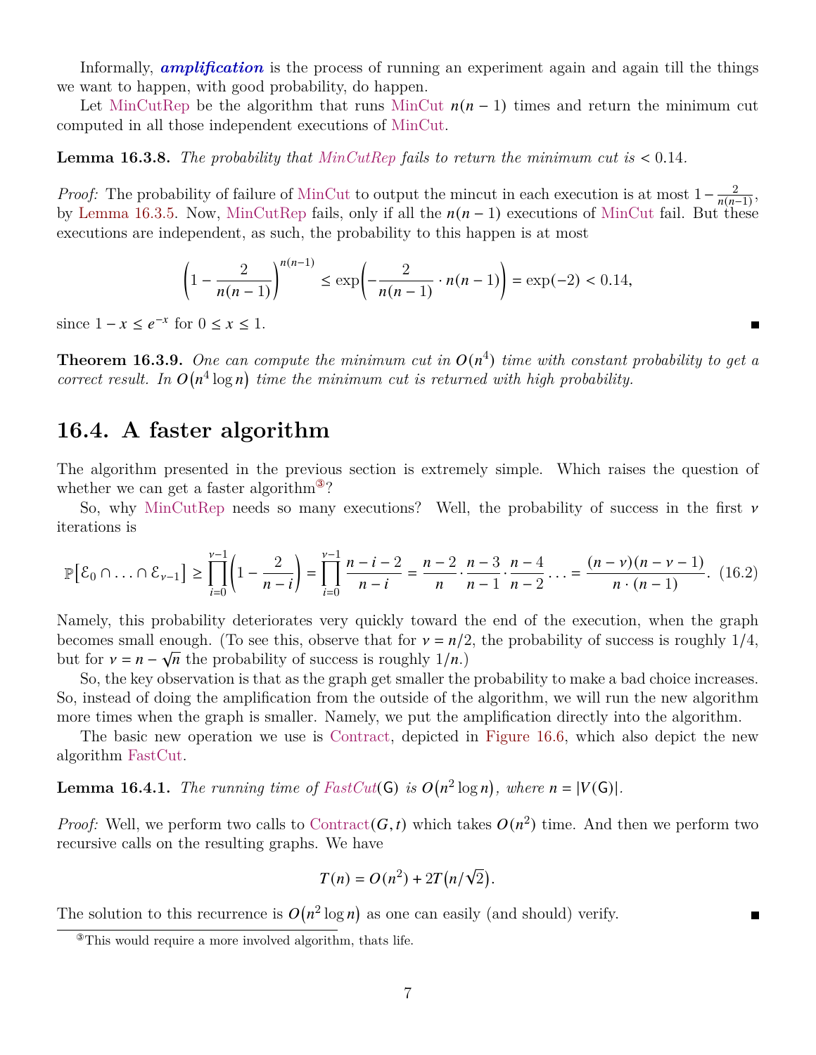Informally, ***amplification*** is the process of running an experiment again and again till the things we want to happen, with good probability, do happen.

Let MinCutRep be the algorithm that runs MinCut $n(n-1)$ times and return the minimum cut computed in all those independent executions of MinCut.

**Lemma 16.3.8.** *The probability that MinCutRep fails to return the minimum cut is* $< 0.14$*.*

*Proof:* The probability of failure of MinCut to output the mincut in each execution is at most $1 - \frac{2}{n(n-1)}$, by Lemma 16.3.5. Now, MinCutRep fails, only if all the $n(n-1)$ executions of MinCut fail. But these executions are independent, as such, the probability to this happen is at most

$$\left(1 - \frac{2}{n(n-1)}\right)^{n(n-1)} \leq \exp\left(-\frac{2}{n(n-1)} \cdot n(n-1)\right) = \exp(-2) < 0.14,$$

since $1 - x \leq e^{-x}$ for $0 \leq x \leq 1$. ∎

**Theorem 16.3.9.** *One can compute the minimum cut in $O(n^4)$ time with constant probability to get a correct result. In $O(n^4 \log n)$ time the minimum cut is returned with high probability.*

## 16.4. A faster algorithm

The algorithm presented in the previous section is extremely simple. Which raises the question of whether we can get a faster algorithm[3]?

So, why MinCutRep needs so many executions? Well, the probability of success in the first $\nu$ iterations is

$$\mathbb{P}\left[\mathcal{E}_0 \cap \ldots \cap \mathcal{E}_{\nu-1}\right] \geq \prod_{i=0}^{\nu-1}\left(1 - \frac{2}{n-i}\right) = \prod_{i=0}^{\nu-1} \frac{n-i-2}{n-i} = \frac{n-2}{n} \cdot \frac{n-3}{n-1} \cdot \frac{n-4}{n-2} \ldots = \frac{(n-\nu)(n-\nu-1)}{n \cdot (n-1)}. \quad (16.2)$$

Namely, this probability deteriorates very quickly toward the end of the execution, when the graph becomes small enough. (To see this, observe that for $\nu = n/2$, the probability of success is roughly $1/4$, but for $\nu = n - \sqrt{n}$ the probability of success is roughly $1/n$.)

So, the key observation is that as the graph get smaller the probability to make a bad choice increases. So, instead of doing the amplification from the outside of the algorithm, we will run the new algorithm more times when the graph is smaller. Namely, we put the amplification directly into the algorithm.

The basic new operation we use is Contract, depicted in Figure 16.6, which also depict the new algorithm FastCut.

**Lemma 16.4.1.** *The running time of FastCut$(\mathsf{G})$ is $O(n^2 \log n)$, where $n = |V(\mathsf{G})|$.*

*Proof:* Well, we perform two calls to Contract$(G, t)$ which takes $O(n^2)$ time. And then we perform two recursive calls on the resulting graphs. We have

$$T(n) = O(n^2) + 2T\left(n/\sqrt{2}\right).$$

The solution to this recurrence is $O(n^2 \log n)$ as one can easily (and should) verify. ∎

[3] This would require a more involved algorithm, thats life.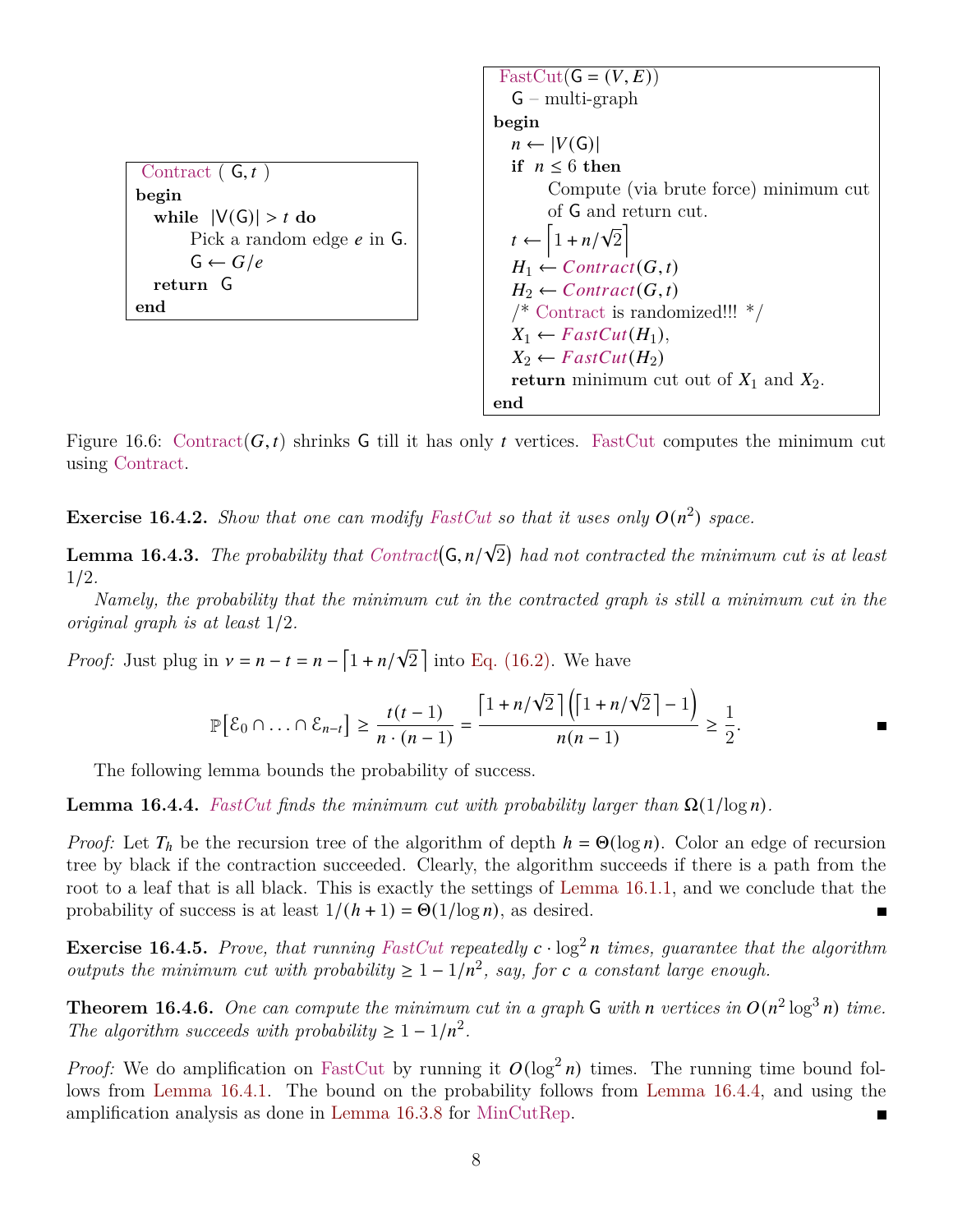```
Contract ( G, t )
begin
  while |V(G)| > t do
      Pick a random edge e in G.
      G ← G/e
  return G
end
```

```
FastCut(G = (V, E))
  G – multi-graph
begin
  n ← |V(G)|
  if n ≤ 6 then
      Compute (via brute force) minimum cut
      of G and return cut.
  t ← ⌈1 + n/√2⌉
  H1 ← Contract(G, t)
  H2 ← Contract(G, t)
  /* Contract is randomized!!! */
  X1 ← FastCut(H1),
  X2 ← FastCut(H2)
  return minimum cut out of X1 and X2.
end
```

Figure 16.6: Contract$(G, t)$ shrinks $G$ till it has only $t$ vertices. FastCut computes the minimum cut using Contract.

**Exercise 16.4.2.** *Show that one can modify FastCut so that it uses only $O(n^2)$ space.*

**Lemma 16.4.3.** *The probability that Contract$(G, n/\sqrt{2})$ had not contracted the minimum cut is at least 1/2.*

*Namely, the probability that the minimum cut in the contracted graph is still a minimum cut in the original graph is at least 1/2.*

*Proof:* Just plug in $\nu = n - t = n - \lceil 1 + n/\sqrt{2} \rceil$ into Eq. (16.2). We have

$$\mathbb{P}\left[\mathcal{E}_0 \cap \ldots \cap \mathcal{E}_{n-t}\right] \geq \frac{t(t-1)}{n \cdot (n-1)} = \frac{\lceil 1 + n/\sqrt{2} \rceil \left( \lceil 1 + n/\sqrt{2} \rceil - 1 \right)}{n(n-1)} \geq \frac{1}{2}.$$

■

The following lemma bounds the probability of success.

**Lemma 16.4.4.** *FastCut finds the minimum cut with probability larger than $\Omega(1/\log n)$.*

*Proof:* Let $T_h$ be the recursion tree of the algorithm of depth $h = \Theta(\log n)$. Color an edge of recursion tree by black if the contraction succeeded. Clearly, the algorithm succeeds if there is a path from the root to a leaf that is all black. This is exactly the settings of Lemma 16.1.1, and we conclude that the probability of success is at least $1/(h+1) = \Theta(1/\log n)$, as desired. ■

**Exercise 16.4.5.** *Prove, that running FastCut repeatedly $c \cdot \log^2 n$ times, guarantee that the algorithm outputs the minimum cut with probability $\geq 1 - 1/n^2$, say, for $c$ a constant large enough.*

**Theorem 16.4.6.** *One can compute the minimum cut in a graph $G$ with $n$ vertices in $O(n^2 \log^3 n)$ time. The algorithm succeeds with probability $\geq 1 - 1/n^2$.*

*Proof:* We do amplification on FastCut by running it $O(\log^2 n)$ times. The running time bound follows from Lemma 16.4.1. The bound on the probability follows from Lemma 16.4.4, and using the amplification analysis as done in Lemma 16.3.8 for MinCutRep. ■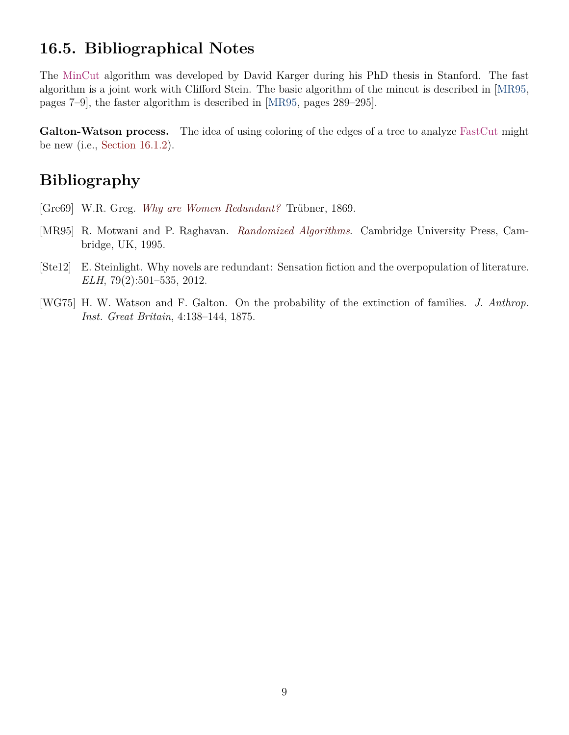## 16.5. Bibliographical Notes

The MinCut algorithm was developed by David Karger during his PhD thesis in Stanford. The fast algorithm is a joint work with Clifford Stein. The basic algorithm of the mincut is described in [MR95, pages 7–9], the faster algorithm is described in [MR95, pages 289–295].

**Galton-Watson process.** The idea of using coloring of the edges of a tree to analyze FastCut might be new (i.e., Section 16.1.2).

## Bibliography

[Gre69] W.R. Greg. *Why are Women Redundant?* Trübner, 1869.

[MR95] R. Motwani and P. Raghavan. *Randomized Algorithms*. Cambridge University Press, Cambridge, UK, 1995.

[Ste12] E. Steinlight. Why novels are redundant: Sensation fiction and the overpopulation of literature. *ELH*, 79(2):501–535, 2012.

[WG75] H. W. Watson and F. Galton. On the probability of the extinction of families. *J. Anthrop. Inst. Great Britain*, 4:138–144, 1875.